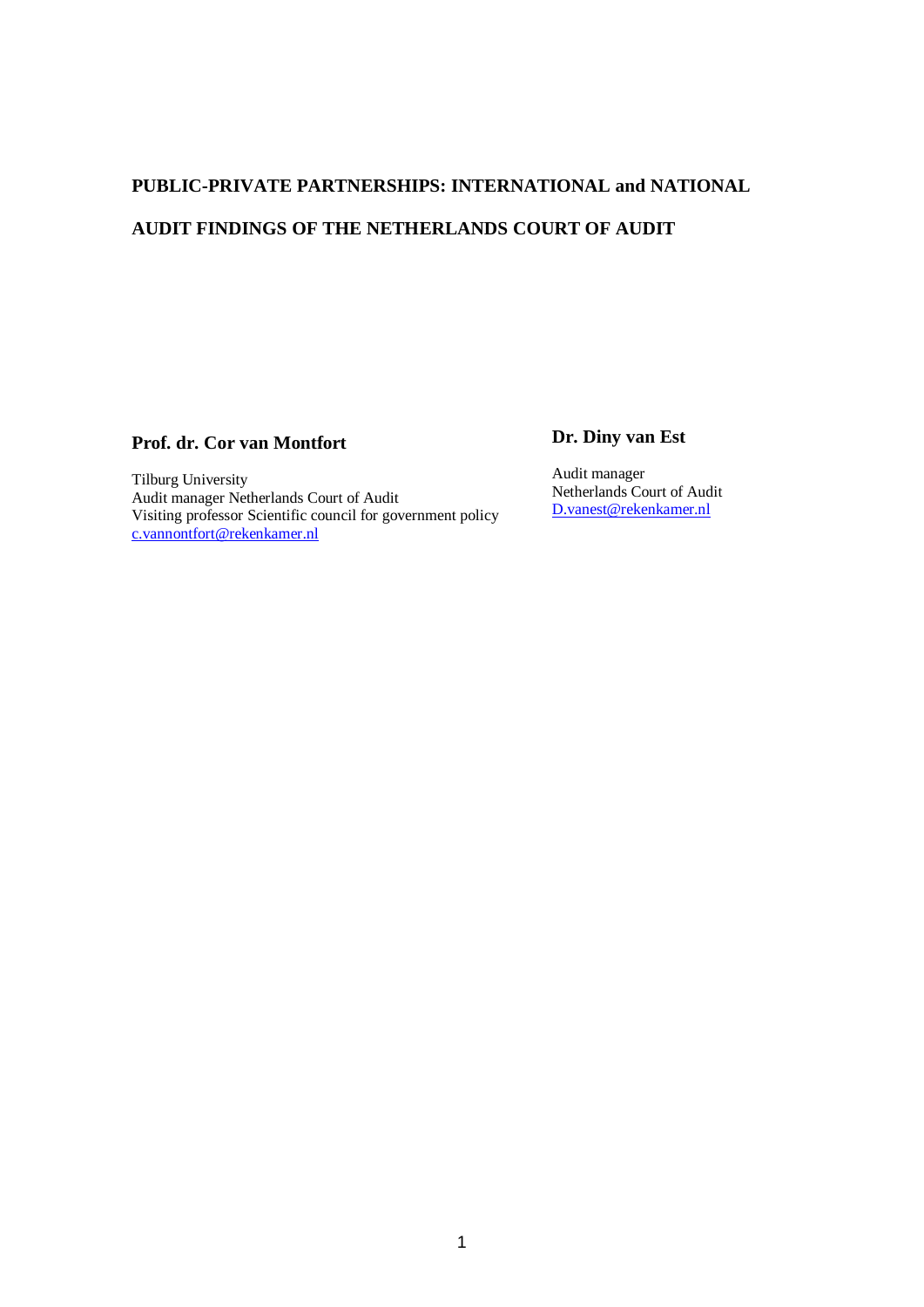# PUBLIC-PRIVATE PARTNERSHIPS: INTERNATIONAL and NATIONAL AUDIT FINDINGS OF THE NETHERLANDS COURT OF AUDIT

**Prof. dr. Cor van Montfort**

Tilburg University
Audit manager Netherlands Court of Audit
Visiting professor Scientific council for government policy
c.vannontfort@rekenkamer.nl

**Dr. Diny van Est**

Audit manager
Netherlands Court of Audit
D.vanest@rekenkamer.nl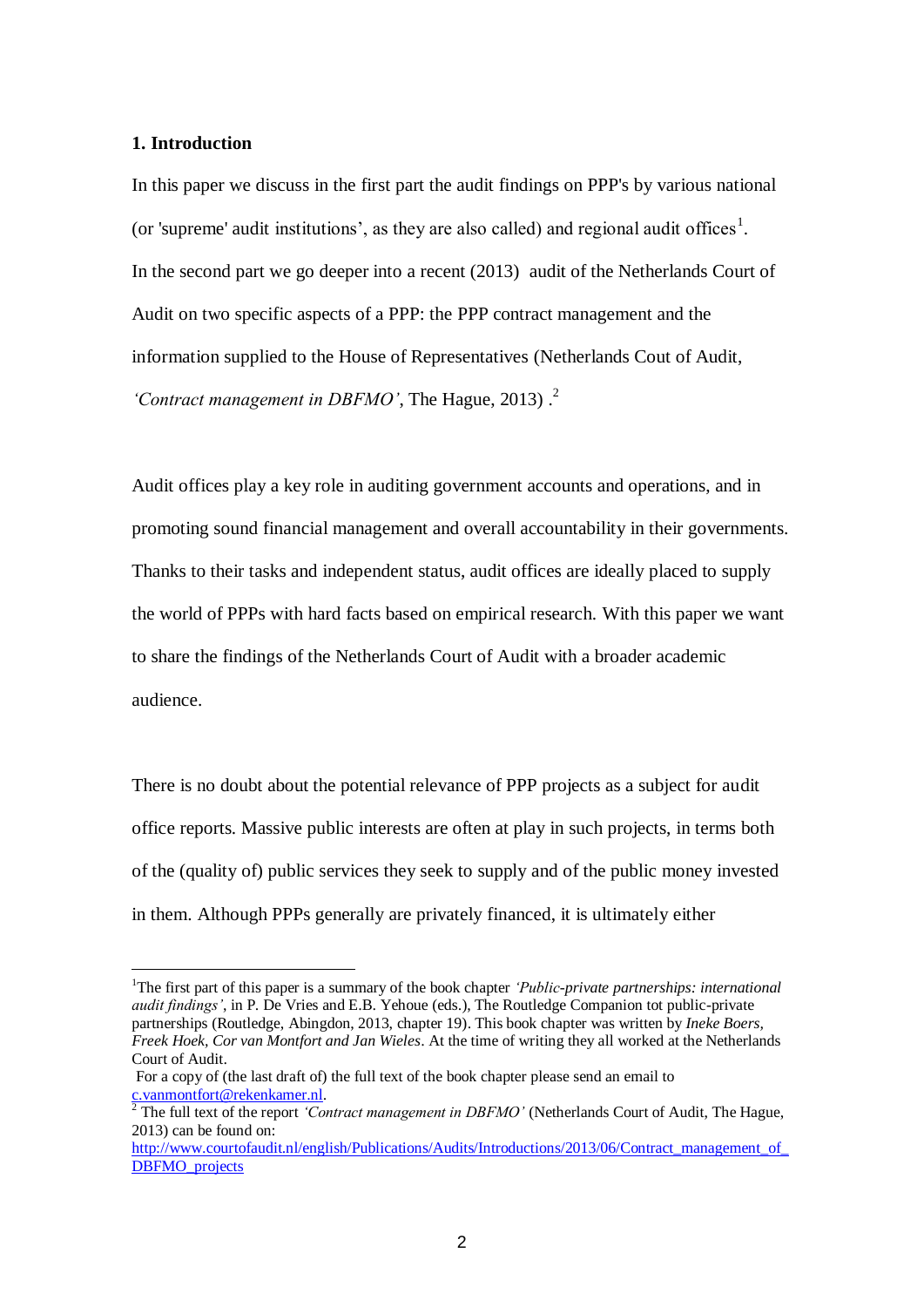## 1. Introduction

In this paper we discuss in the first part the audit findings on PPP's by various national (or 'supreme' audit institutions', as they are also called) and regional audit offices[1]. In the second part we go deeper into a recent (2013) audit of the Netherlands Court of Audit on two specific aspects of a PPP: the PPP contract management and the information supplied to the House of Representatives (Netherlands Cout of Audit, *'Contract management in DBFMO'*, The Hague, 2013) .[2]

Audit offices play a key role in auditing government accounts and operations, and in promoting sound financial management and overall accountability in their governments. Thanks to their tasks and independent status, audit offices are ideally placed to supply the world of PPPs with hard facts based on empirical research. With this paper we want to share the findings of the Netherlands Court of Audit with a broader academic audience.

There is no doubt about the potential relevance of PPP projects as a subject for audit office reports. Massive public interests are often at play in such projects, in terms both of the (quality of) public services they seek to supply and of the public money invested in them. Although PPPs generally are privately financed, it is ultimately either

---

[1] The first part of this paper is a summary of the book chapter *'Public-private partnerships: international audit findings'*, in P. De Vries and E.B. Yehoue (eds.), The Routledge Companion tot public-private partnerships (Routledge, Abingdon, 2013, chapter 19). This book chapter was written by *Ineke Boers, Freek Hoek, Cor van Montfort and Jan Wieles*. At the time of writing they all worked at the Netherlands Court of Audit.
For a copy of (the last draft of) the full text of the book chapter please send an email to c.vanmontfort@rekenkamer.nl.

[2] The full text of the report *'Contract management in DBFMO'* (Netherlands Court of Audit, The Hague, 2013) can be found on: http://www.courtofaudit.nl/english/Publications/Audits/Introductions/2013/06/Contract_management_of_DBFMO_projects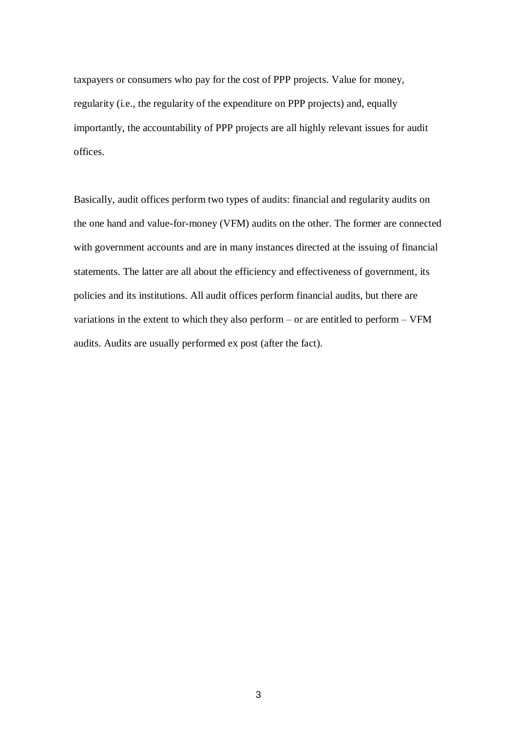taxpayers or consumers who pay for the cost of PPP projects. Value for money, regularity (i.e., the regularity of the expenditure on PPP projects) and, equally importantly, the accountability of PPP projects are all highly relevant issues for audit offices.

Basically, audit offices perform two types of audits: financial and regularity audits on the one hand and value-for-money (VFM) audits on the other. The former are connected with government accounts and are in many instances directed at the issuing of financial statements. The latter are all about the efficiency and effectiveness of government, its policies and its institutions. All audit offices perform financial audits, but there are variations in the extent to which they also perform – or are entitled to perform – VFM audits. Audits are usually performed ex post (after the fact).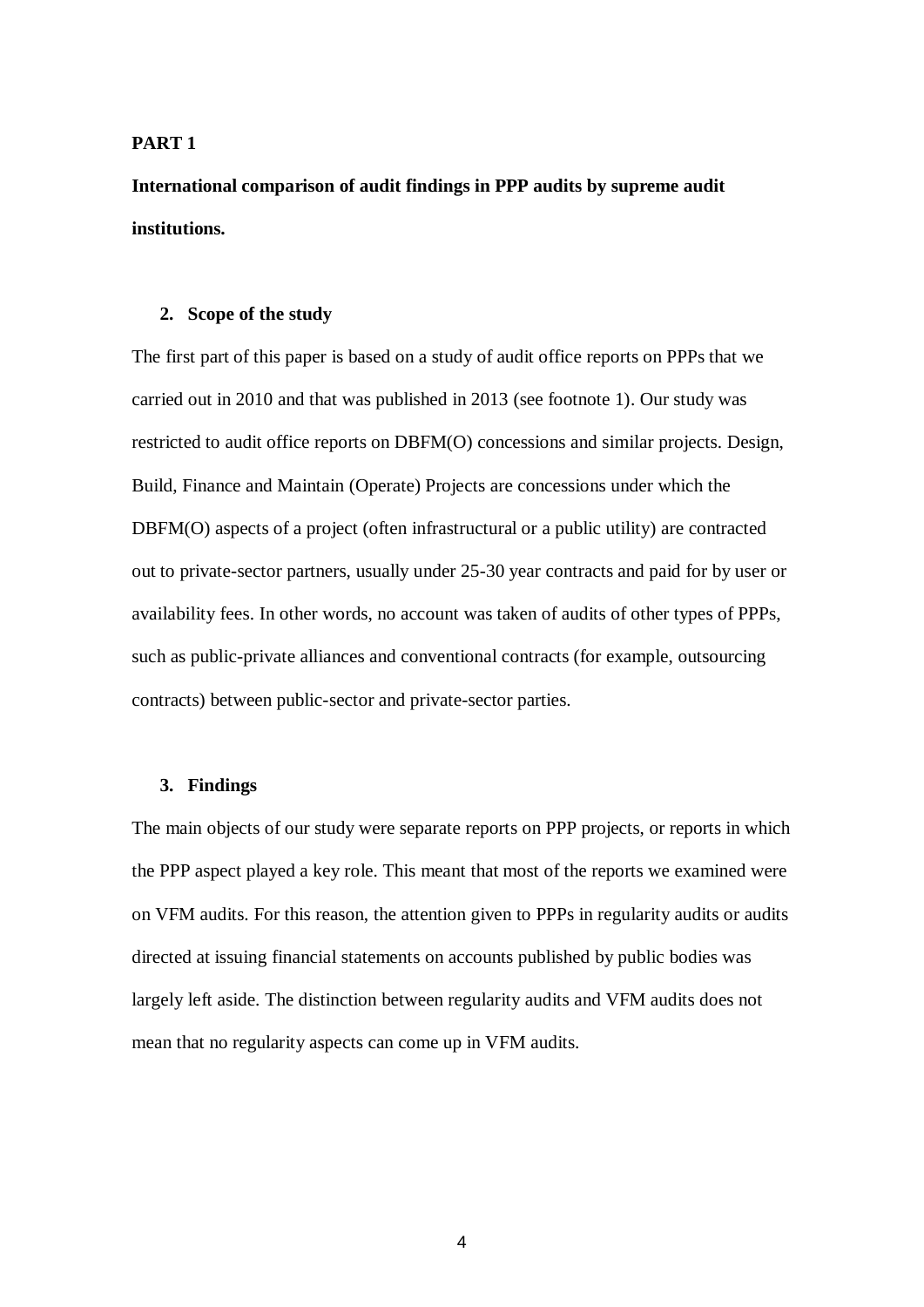**PART 1**

**International comparison of audit findings in PPP audits by supreme audit institutions.**

## 2. Scope of the study

The first part of this paper is based on a study of audit office reports on PPPs that we carried out in 2010 and that was published in 2013 (see footnote 1). Our study was restricted to audit office reports on DBFM(O) concessions and similar projects. Design, Build, Finance and Maintain (Operate) Projects are concessions under which the DBFM(O) aspects of a project (often infrastructural or a public utility) are contracted out to private-sector partners, usually under 25-30 year contracts and paid for by user or availability fees. In other words, no account was taken of audits of other types of PPPs, such as public-private alliances and conventional contracts (for example, outsourcing contracts) between public-sector and private-sector parties.

## 3. Findings

The main objects of our study were separate reports on PPP projects, or reports in which the PPP aspect played a key role. This meant that most of the reports we examined were on VFM audits. For this reason, the attention given to PPPs in regularity audits or audits directed at issuing financial statements on accounts published by public bodies was largely left aside. The distinction between regularity audits and VFM audits does not mean that no regularity aspects can come up in VFM audits.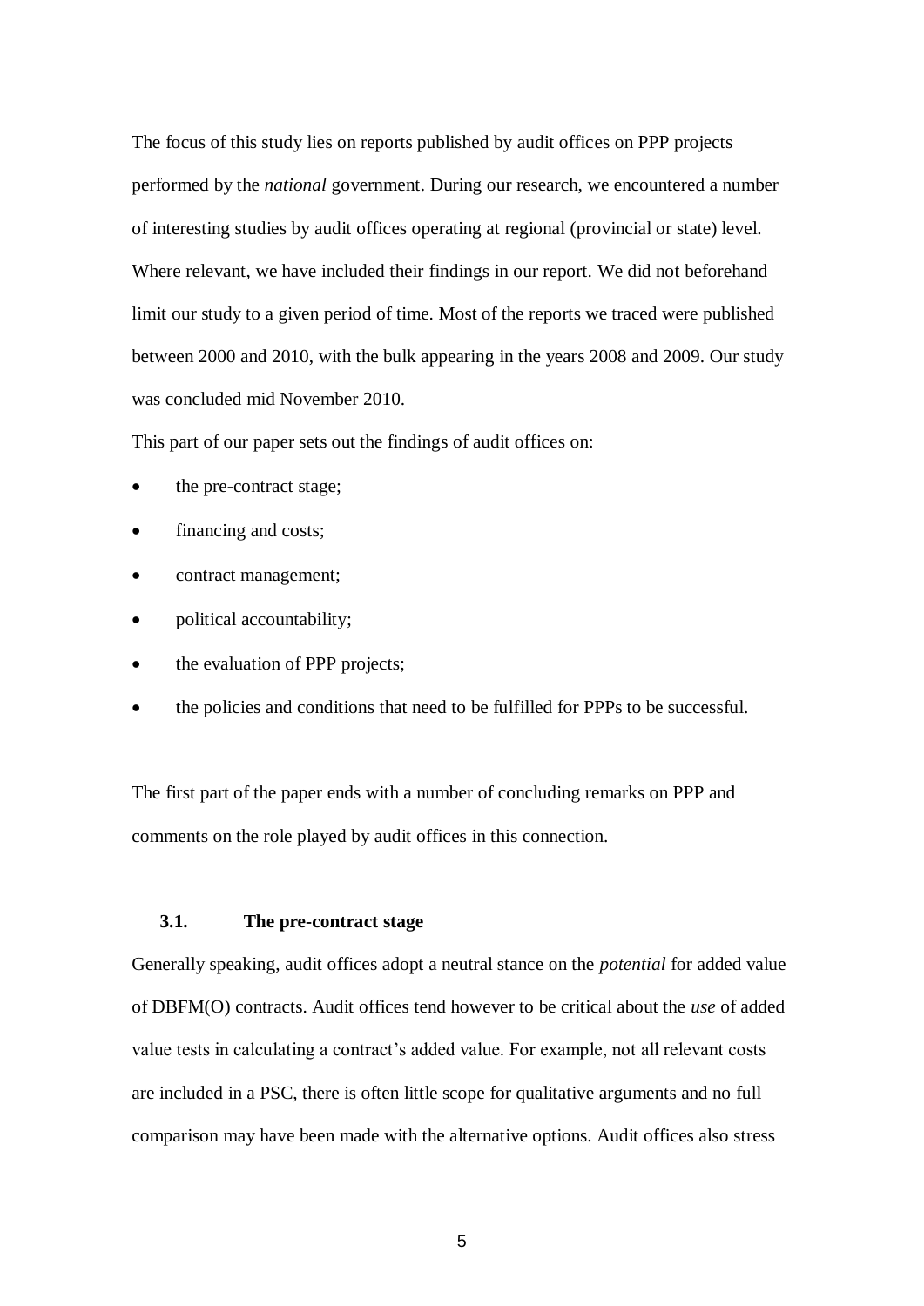The focus of this study lies on reports published by audit offices on PPP projects performed by the *national* government. During our research, we encountered a number of interesting studies by audit offices operating at regional (provincial or state) level. Where relevant, we have included their findings in our report. We did not beforehand limit our study to a given period of time. Most of the reports we traced were published between 2000 and 2010, with the bulk appearing in the years 2008 and 2009. Our study was concluded mid November 2010.

This part of our paper sets out the findings of audit offices on:

- the pre-contract stage;
- financing and costs;
- contract management;
- political accountability;
- the evaluation of PPP projects;
- the policies and conditions that need to be fulfilled for PPPs to be successful.

The first part of the paper ends with a number of concluding remarks on PPP and comments on the role played by audit offices in this connection.

### 3.1. The pre-contract stage

Generally speaking, audit offices adopt a neutral stance on the *potential* for added value of DBFM(O) contracts. Audit offices tend however to be critical about the *use* of added value tests in calculating a contract's added value. For example, not all relevant costs are included in a PSC, there is often little scope for qualitative arguments and no full comparison may have been made with the alternative options. Audit offices also stress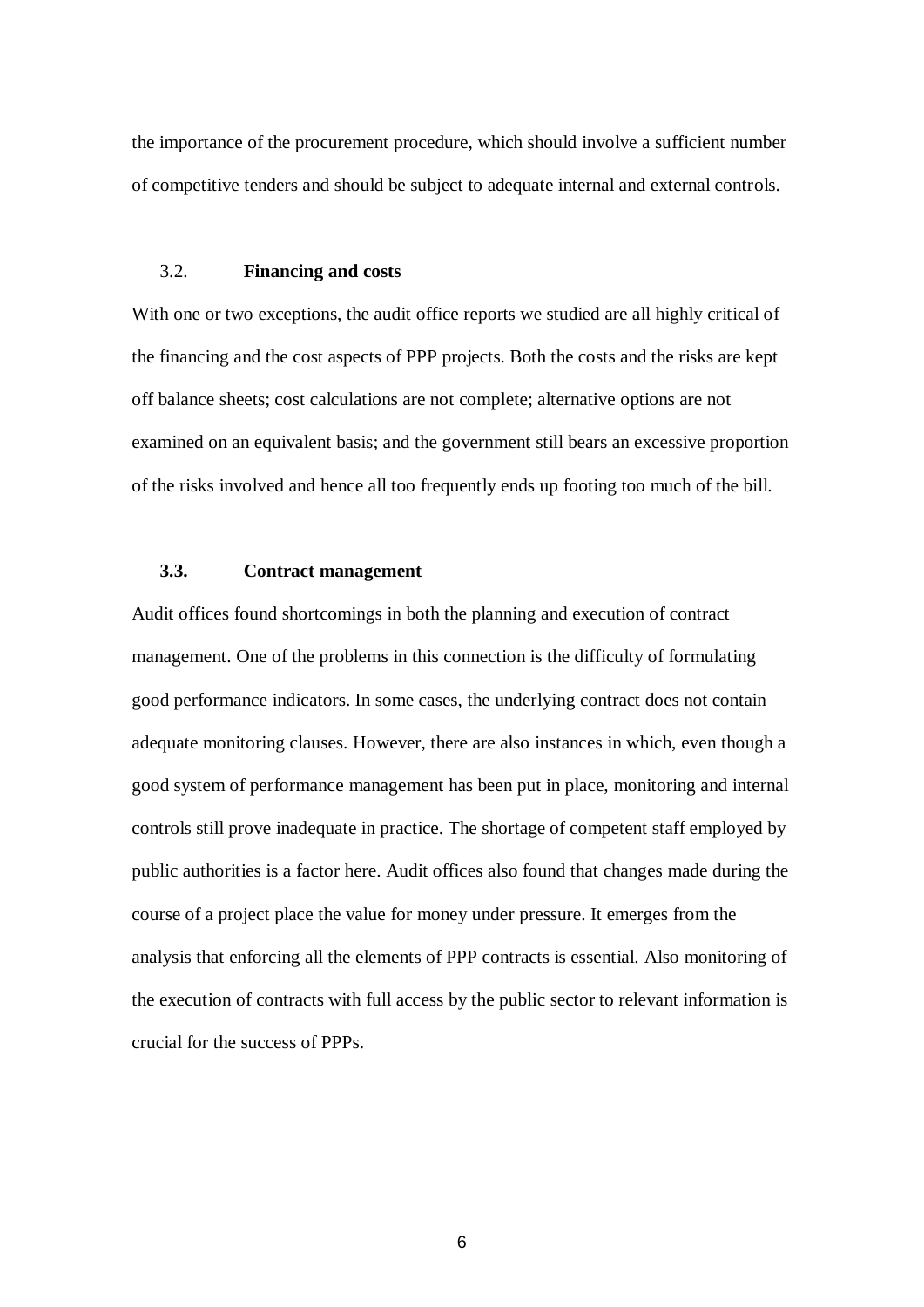the importance of the procurement procedure, which should involve a sufficient number of competitive tenders and should be subject to adequate internal and external controls.

### 3.2. **Financing and costs**

With one or two exceptions, the audit office reports we studied are all highly critical of the financing and the cost aspects of PPP projects. Both the costs and the risks are kept off balance sheets; cost calculations are not complete; alternative options are not examined on an equivalent basis; and the government still bears an excessive proportion of the risks involved and hence all too frequently ends up footing too much of the bill.

### **3.3. Contract management**

Audit offices found shortcomings in both the planning and execution of contract management. One of the problems in this connection is the difficulty of formulating good performance indicators. In some cases, the underlying contract does not contain adequate monitoring clauses. However, there are also instances in which, even though a good system of performance management has been put in place, monitoring and internal controls still prove inadequate in practice. The shortage of competent staff employed by public authorities is a factor here. Audit offices also found that changes made during the course of a project place the value for money under pressure. It emerges from the analysis that enforcing all the elements of PPP contracts is essential. Also monitoring of the execution of contracts with full access by the public sector to relevant information is crucial for the success of PPPs.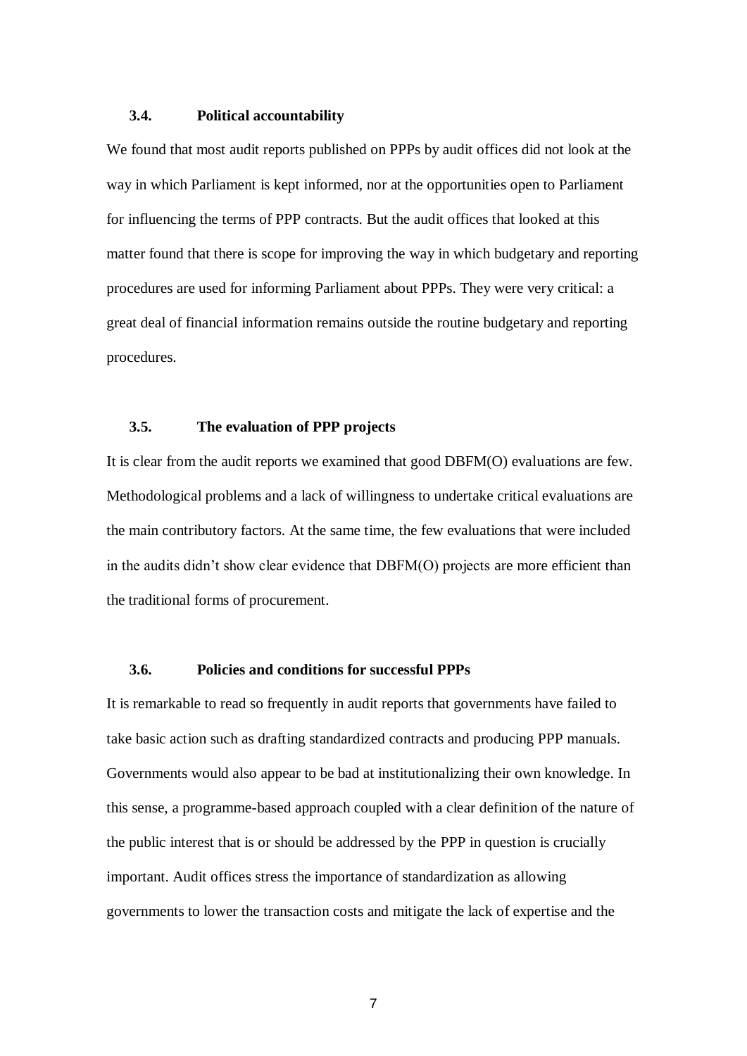### 3.4. Political accountability

We found that most audit reports published on PPPs by audit offices did not look at the way in which Parliament is kept informed, nor at the opportunities open to Parliament for influencing the terms of PPP contracts. But the audit offices that looked at this matter found that there is scope for improving the way in which budgetary and reporting procedures are used for informing Parliament about PPPs. They were very critical: a great deal of financial information remains outside the routine budgetary and reporting procedures.

### 3.5. The evaluation of PPP projects

It is clear from the audit reports we examined that good DBFM(O) evaluations are few. Methodological problems and a lack of willingness to undertake critical evaluations are the main contributory factors. At the same time, the few evaluations that were included in the audits didn't show clear evidence that DBFM(O) projects are more efficient than the traditional forms of procurement.

### 3.6. Policies and conditions for successful PPPs

It is remarkable to read so frequently in audit reports that governments have failed to take basic action such as drafting standardized contracts and producing PPP manuals. Governments would also appear to be bad at institutionalizing their own knowledge. In this sense, a programme-based approach coupled with a clear definition of the nature of the public interest that is or should be addressed by the PPP in question is crucially important. Audit offices stress the importance of standardization as allowing governments to lower the transaction costs and mitigate the lack of expertise and the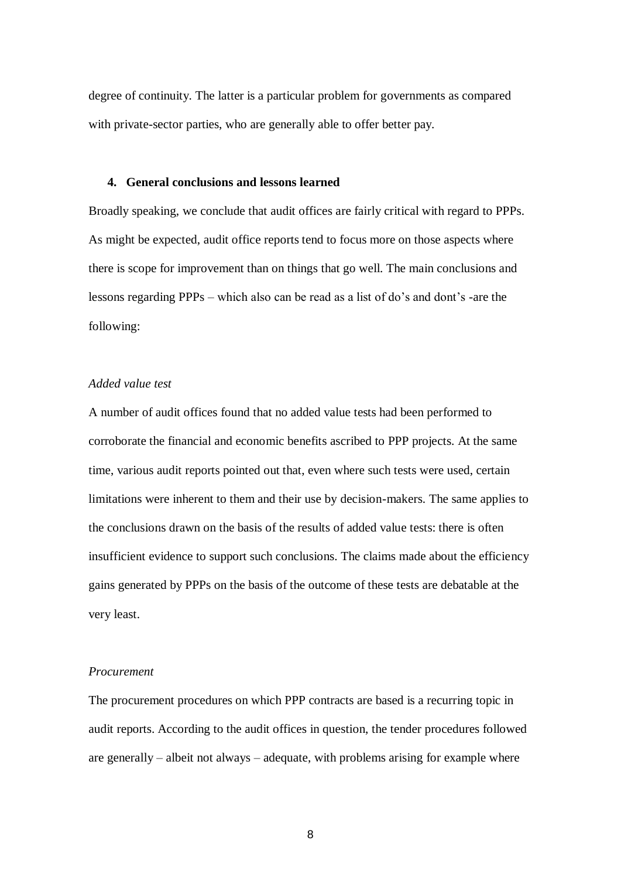degree of continuity. The latter is a particular problem for governments as compared with private-sector parties, who are generally able to offer better pay.

## 4. General conclusions and lessons learned

Broadly speaking, we conclude that audit offices are fairly critical with regard to PPPs. As might be expected, audit office reports tend to focus more on those aspects where there is scope for improvement than on things that go well. The main conclusions and lessons regarding PPPs – which also can be read as a list of do's and dont's -are the following:

*Added value test*

A number of audit offices found that no added value tests had been performed to corroborate the financial and economic benefits ascribed to PPP projects. At the same time, various audit reports pointed out that, even where such tests were used, certain limitations were inherent to them and their use by decision-makers. The same applies to the conclusions drawn on the basis of the results of added value tests: there is often insufficient evidence to support such conclusions. The claims made about the efficiency gains generated by PPPs on the basis of the outcome of these tests are debatable at the very least.

*Procurement*

The procurement procedures on which PPP contracts are based is a recurring topic in audit reports. According to the audit offices in question, the tender procedures followed are generally – albeit not always – adequate, with problems arising for example where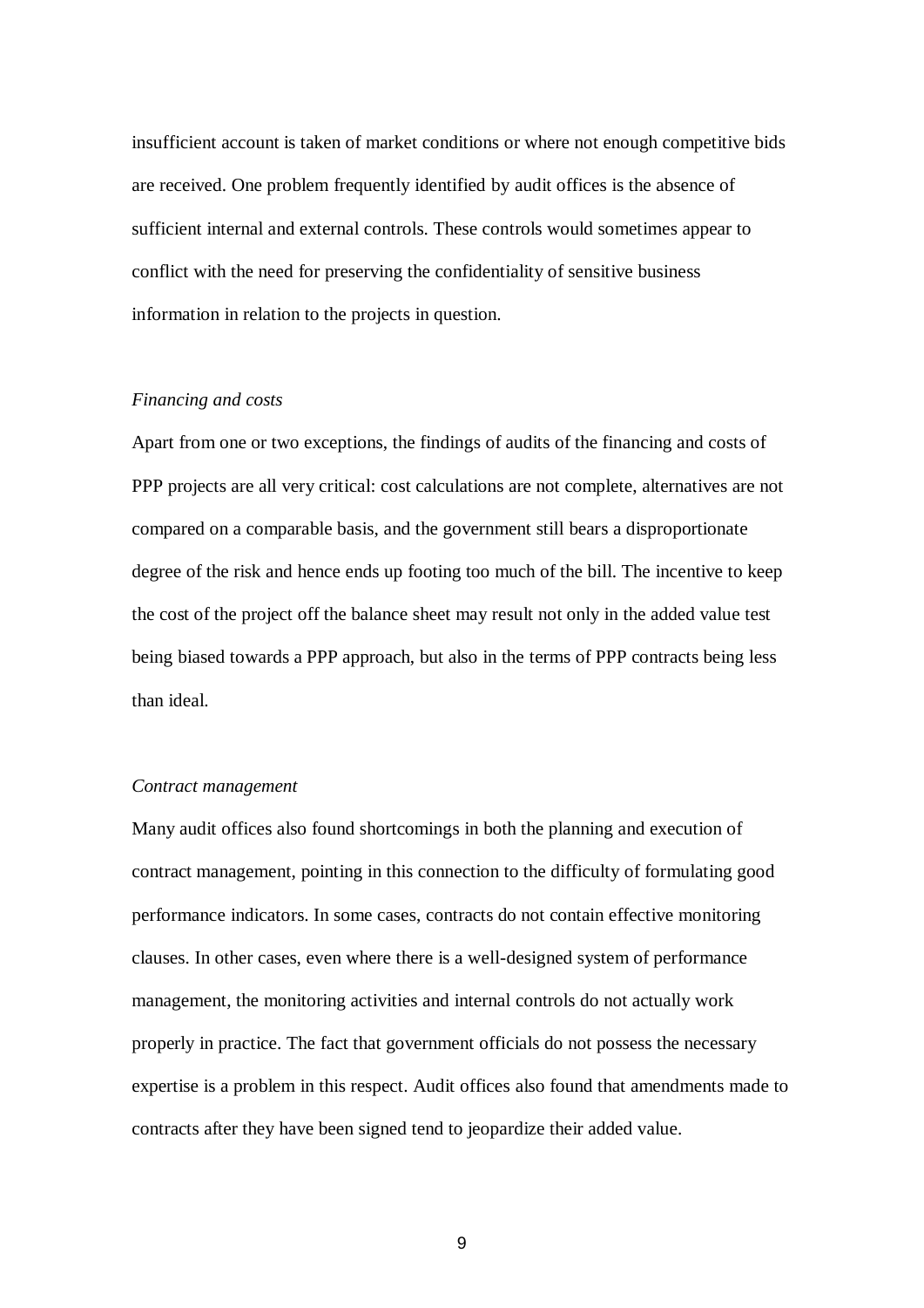insufficient account is taken of market conditions or where not enough competitive bids are received. One problem frequently identified by audit offices is the absence of sufficient internal and external controls. These controls would sometimes appear to conflict with the need for preserving the confidentiality of sensitive business information in relation to the projects in question.

*Financing and costs*

Apart from one or two exceptions, the findings of audits of the financing and costs of PPP projects are all very critical: cost calculations are not complete, alternatives are not compared on a comparable basis, and the government still bears a disproportionate degree of the risk and hence ends up footing too much of the bill. The incentive to keep the cost of the project off the balance sheet may result not only in the added value test being biased towards a PPP approach, but also in the terms of PPP contracts being less than ideal.

*Contract management*

Many audit offices also found shortcomings in both the planning and execution of contract management, pointing in this connection to the difficulty of formulating good performance indicators. In some cases, contracts do not contain effective monitoring clauses. In other cases, even where there is a well-designed system of performance management, the monitoring activities and internal controls do not actually work properly in practice. The fact that government officials do not possess the necessary expertise is a problem in this respect. Audit offices also found that amendments made to contracts after they have been signed tend to jeopardize their added value.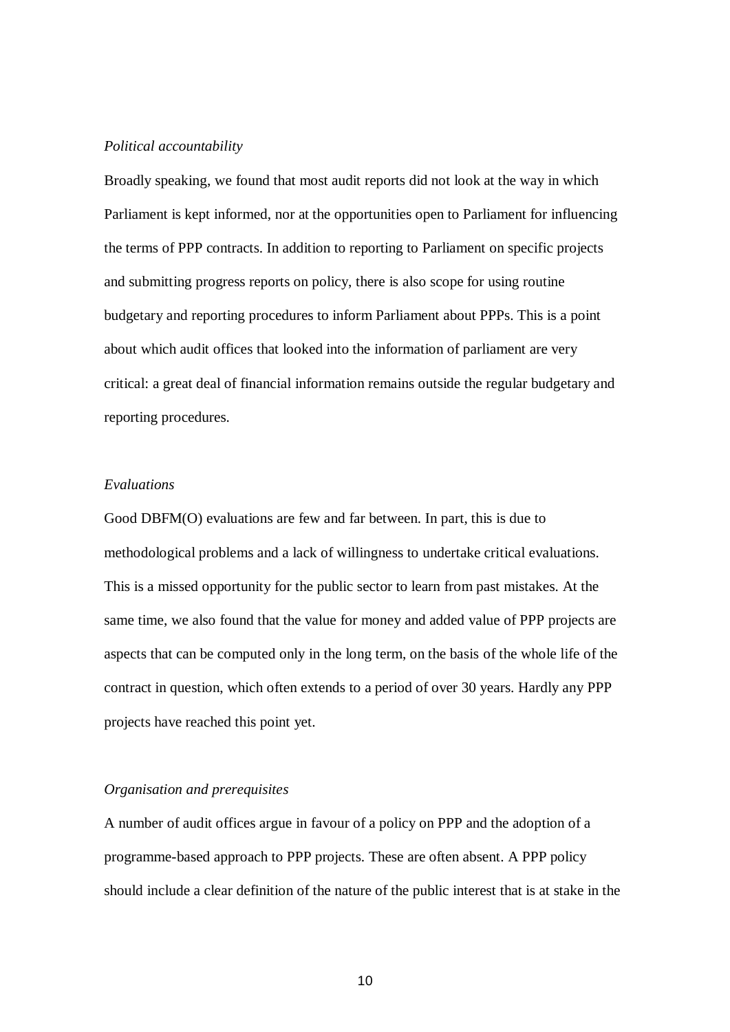*Political accountability*

Broadly speaking, we found that most audit reports did not look at the way in which Parliament is kept informed, nor at the opportunities open to Parliament for influencing the terms of PPP contracts. In addition to reporting to Parliament on specific projects and submitting progress reports on policy, there is also scope for using routine budgetary and reporting procedures to inform Parliament about PPPs. This is a point about which audit offices that looked into the information of parliament are very critical: a great deal of financial information remains outside the regular budgetary and reporting procedures.

*Evaluations*

Good DBFM(O) evaluations are few and far between. In part, this is due to methodological problems and a lack of willingness to undertake critical evaluations. This is a missed opportunity for the public sector to learn from past mistakes. At the same time, we also found that the value for money and added value of PPP projects are aspects that can be computed only in the long term, on the basis of the whole life of the contract in question, which often extends to a period of over 30 years. Hardly any PPP projects have reached this point yet.

*Organisation and prerequisites*

A number of audit offices argue in favour of a policy on PPP and the adoption of a programme-based approach to PPP projects. These are often absent. A PPP policy should include a clear definition of the nature of the public interest that is at stake in the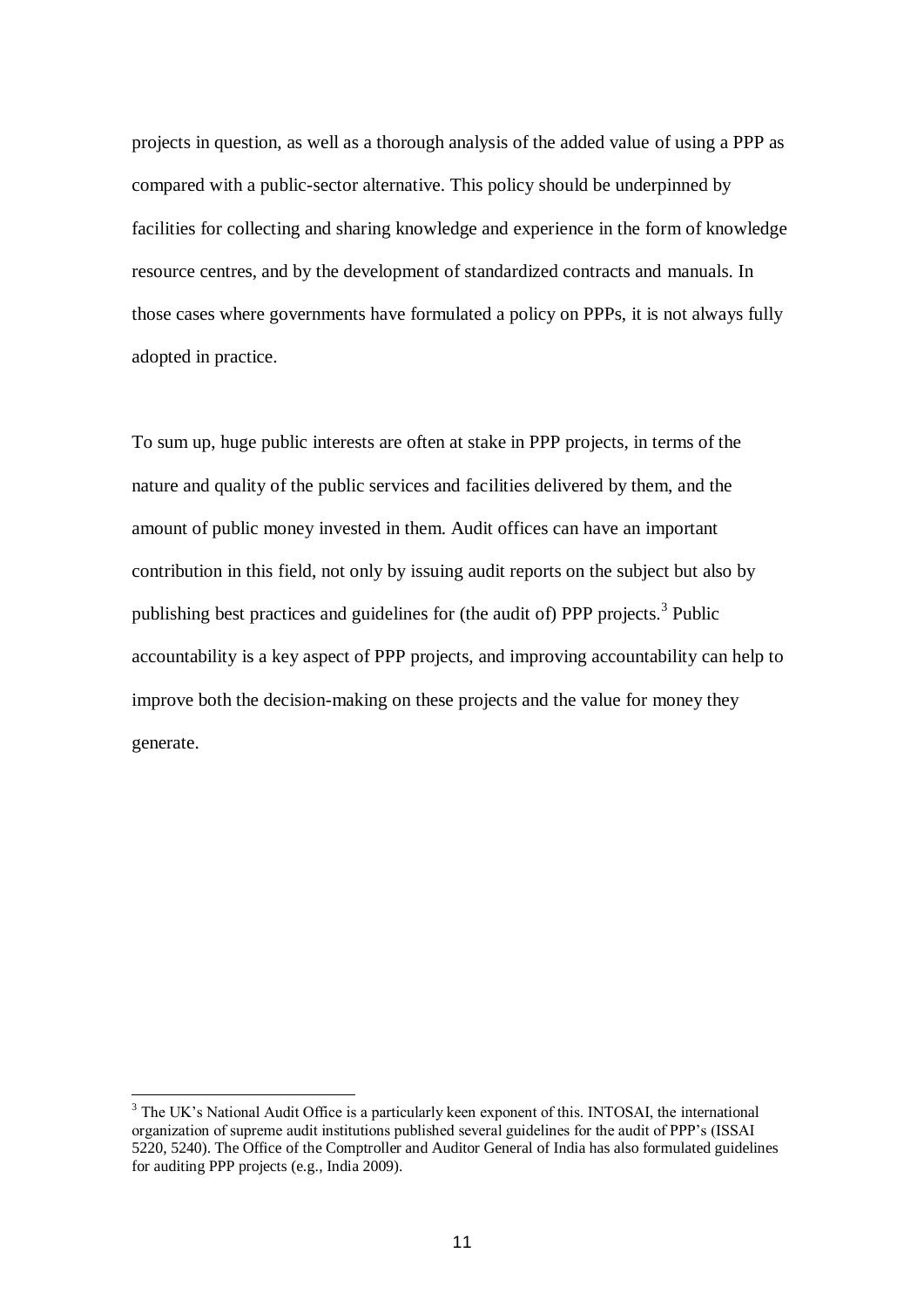projects in question, as well as a thorough analysis of the added value of using a PPP as compared with a public-sector alternative. This policy should be underpinned by facilities for collecting and sharing knowledge and experience in the form of knowledge resource centres, and by the development of standardized contracts and manuals. In those cases where governments have formulated a policy on PPPs, it is not always fully adopted in practice.

To sum up, huge public interests are often at stake in PPP projects, in terms of the nature and quality of the public services and facilities delivered by them, and the amount of public money invested in them. Audit offices can have an important contribution in this field, not only by issuing audit reports on the subject but also by publishing best practices and guidelines for (the audit of) PPP projects.[3] Public accountability is a key aspect of PPP projects, and improving accountability can help to improve both the decision-making on these projects and the value for money they generate.

---

[3] The UK's National Audit Office is a particularly keen exponent of this. INTOSAI, the international organization of supreme audit institutions published several guidelines for the audit of PPP's (ISSAI 5220, 5240). The Office of the Comptroller and Auditor General of India has also formulated guidelines for auditing PPP projects (e.g., India 2009).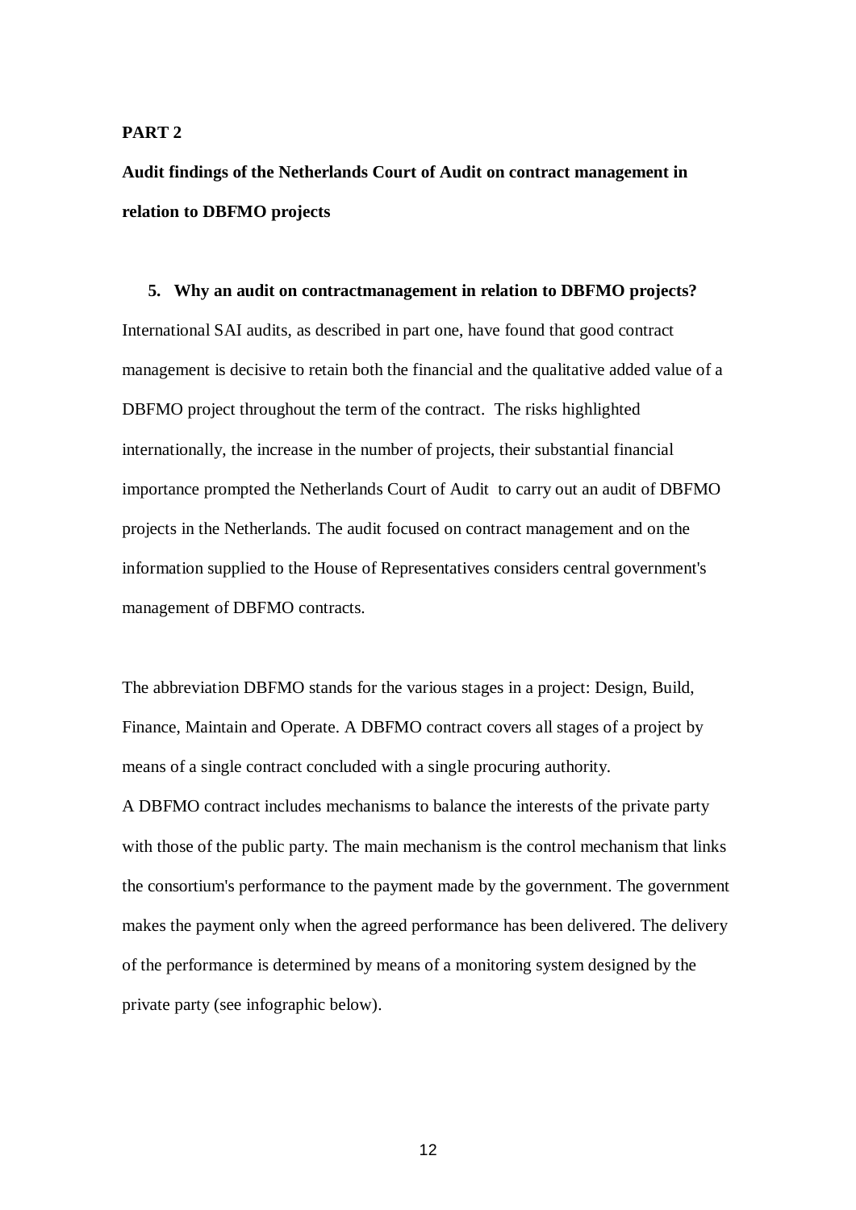**PART 2**

**Audit findings of the Netherlands Court of Audit on contract management in relation to DBFMO projects**

### 5. Why an audit on contractmanagement in relation to DBFMO projects?

International SAI audits, as described in part one, have found that good contract management is decisive to retain both the financial and the qualitative added value of a DBFMO project throughout the term of the contract. The risks highlighted internationally, the increase in the number of projects, their substantial financial importance prompted the Netherlands Court of Audit to carry out an audit of DBFMO projects in the Netherlands. The audit focused on contract management and on the information supplied to the House of Representatives considers central government's management of DBFMO contracts.

The abbreviation DBFMO stands for the various stages in a project: Design, Build, Finance, Maintain and Operate. A DBFMO contract covers all stages of a project by means of a single contract concluded with a single procuring authority.

A DBFMO contract includes mechanisms to balance the interests of the private party with those of the public party. The main mechanism is the control mechanism that links the consortium's performance to the payment made by the government. The government makes the payment only when the agreed performance has been delivered. The delivery of the performance is determined by means of a monitoring system designed by the private party (see infographic below).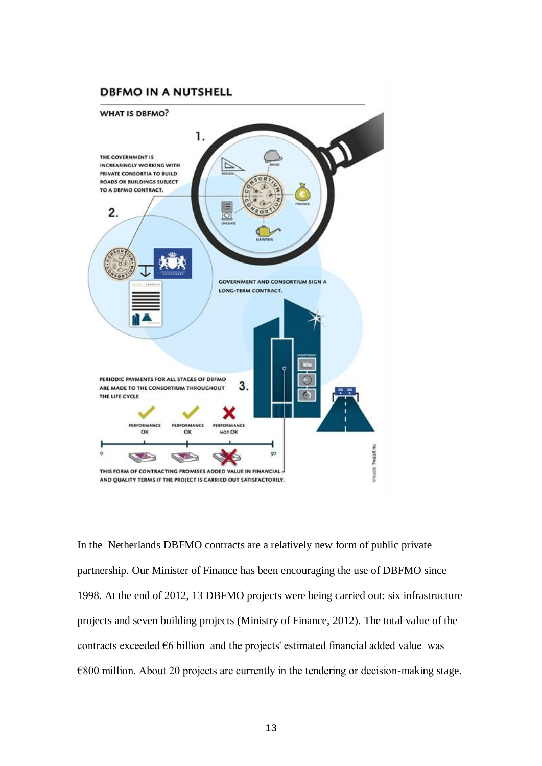## DBFMO IN A NUTSHELL

### WHAT IS DBFMO?

1. THE GOVERNMENT IS INCREASINGLY WORKING WITH PRIVATE CONSORTIA TO BUILD ROADS OR BUILDINGS SUBJECT TO A DBFMO CONTRACT.

DESIGN · BUILD · FINANCE · MAINTAIN · OPERATE

2. GOVERNMENT AND CONSORTIUM SIGN A LONG-TERM CONTRACT.

3. PERIODIC PAYMENTS FOR ALL STAGES OF DBFMO ARE MADE TO THE CONSORTIUM THROUGHOUT THE LIFE CYCLE

PERFORMANCE OK · PERFORMANCE OK · PERFORMANCE NOT OK

0 — 30

MONITORING

THIS FORM OF CONTRACTING PROMISES ADDED VALUE IN FINANCIAL AND QUALITY TERMS IF THE PROJECT IS CARRIED OUT SATISFACTORILY.

Visuals Twaalf.nu

In the Netherlands DBFMO contracts are a relatively new form of public private partnership. Our Minister of Finance has been encouraging the use of DBFMO since 1998. At the end of 2012, 13 DBFMO projects were being carried out: six infrastructure projects and seven building projects (Ministry of Finance, 2012). The total value of the contracts exceeded €6 billion and the projects' estimated financial added value was €800 million. About 20 projects are currently in the tendering or decision-making stage.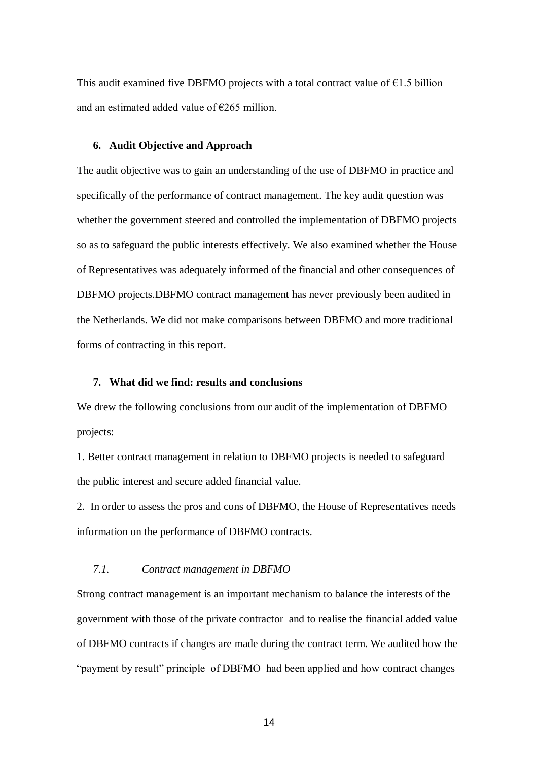This audit examined five DBFMO projects with a total contract value of €1.5 billion and an estimated added value of €265 million.

## 6. Audit Objective and Approach

The audit objective was to gain an understanding of the use of DBFMO in practice and specifically of the performance of contract management. The key audit question was whether the government steered and controlled the implementation of DBFMO projects so as to safeguard the public interests effectively. We also examined whether the House of Representatives was adequately informed of the financial and other consequences of DBFMO projects.DBFMO contract management has never previously been audited in the Netherlands. We did not make comparisons between DBFMO and more traditional forms of contracting in this report.

## 7. What did we find: results and conclusions

We drew the following conclusions from our audit of the implementation of DBFMO projects:

1. Better contract management in relation to DBFMO projects is needed to safeguard the public interest and secure added financial value.
2. In order to assess the pros and cons of DBFMO, the House of Representatives needs information on the performance of DBFMO contracts.

### *7.1. Contract management in DBFMO*

Strong contract management is an important mechanism to balance the interests of the government with those of the private contractor and to realise the financial added value of DBFMO contracts if changes are made during the contract term. We audited how the "payment by result" principle of DBFMO had been applied and how contract changes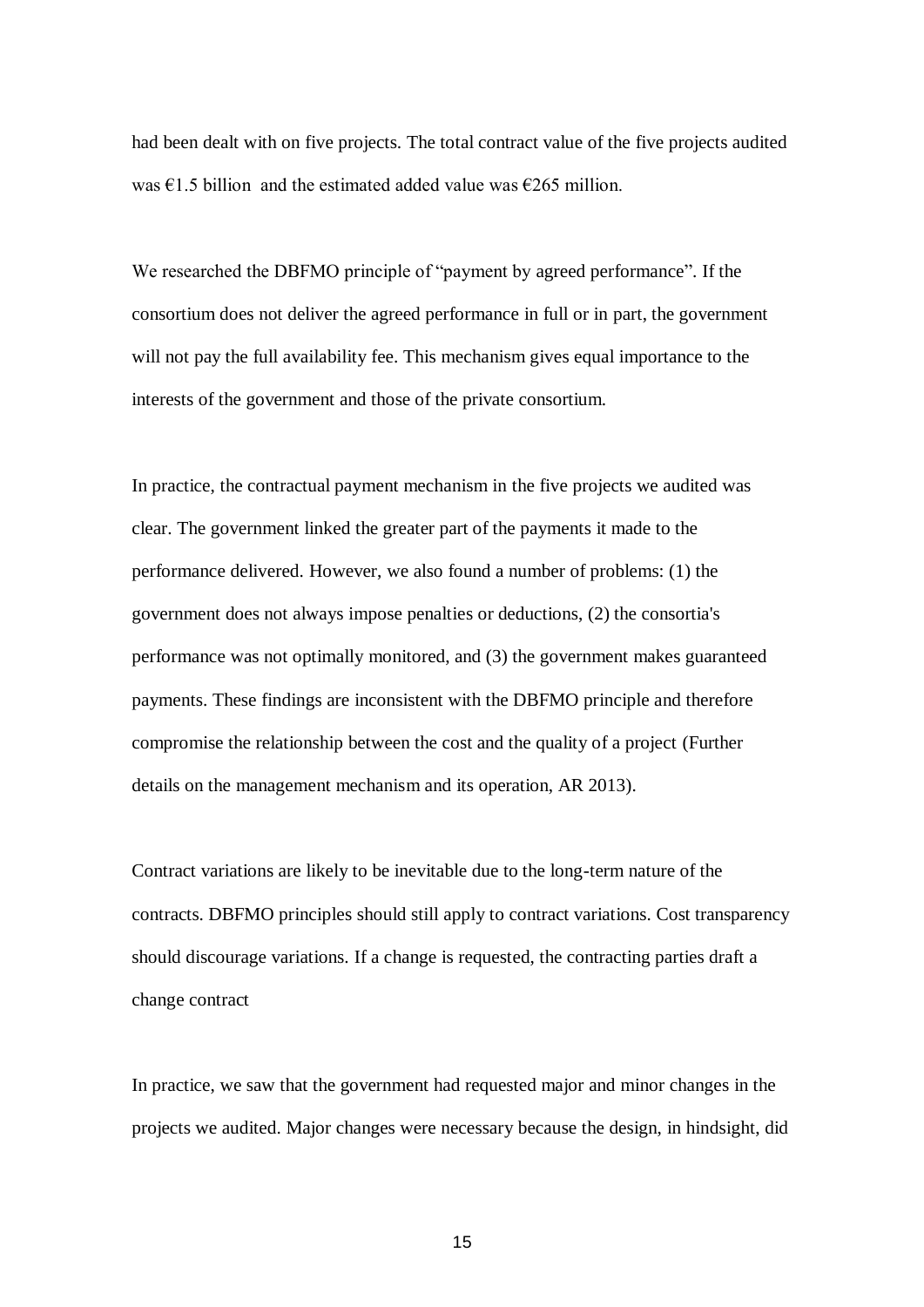had been dealt with on five projects. The total contract value of the five projects audited was €1.5 billion and the estimated added value was €265 million.

We researched the DBFMO principle of "payment by agreed performance". If the consortium does not deliver the agreed performance in full or in part, the government will not pay the full availability fee. This mechanism gives equal importance to the interests of the government and those of the private consortium.

In practice, the contractual payment mechanism in the five projects we audited was clear. The government linked the greater part of the payments it made to the performance delivered. However, we also found a number of problems: (1) the government does not always impose penalties or deductions, (2) the consortia's performance was not optimally monitored, and (3) the government makes guaranteed payments. These findings are inconsistent with the DBFMO principle and therefore compromise the relationship between the cost and the quality of a project (Further details on the management mechanism and its operation, AR 2013).

Contract variations are likely to be inevitable due to the long-term nature of the contracts. DBFMO principles should still apply to contract variations. Cost transparency should discourage variations. If a change is requested, the contracting parties draft a change contract

In practice, we saw that the government had requested major and minor changes in the projects we audited. Major changes were necessary because the design, in hindsight, did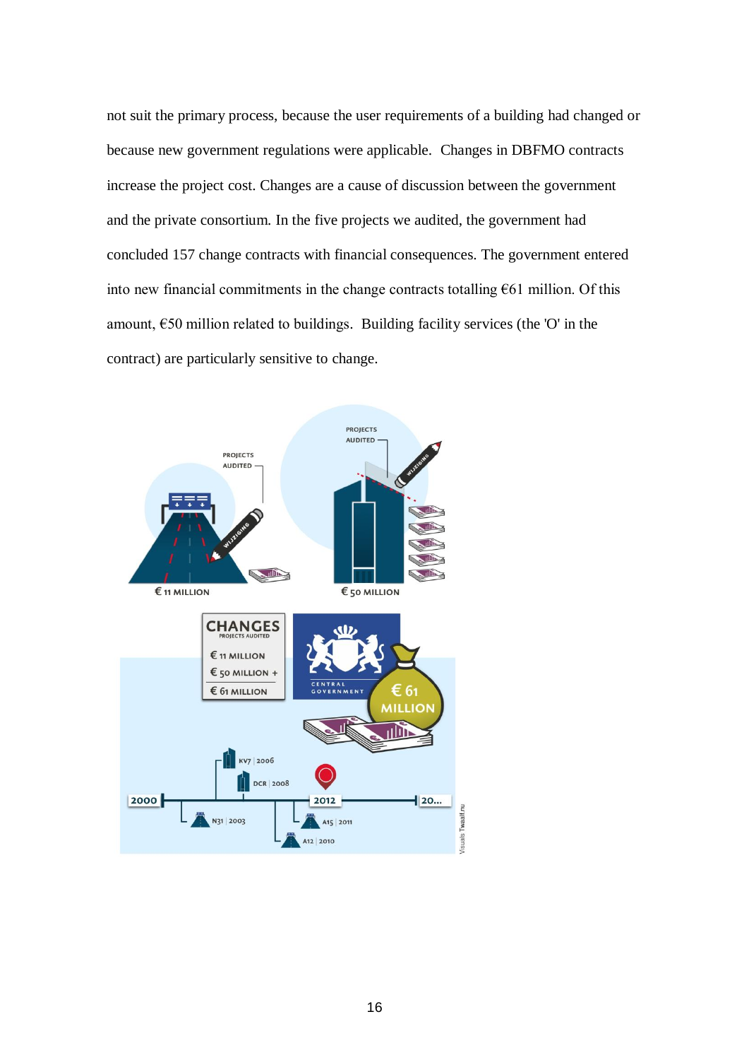not suit the primary process, because the user requirements of a building had changed or because new government regulations were applicable. Changes in DBFMO contracts increase the project cost. Changes are a cause of discussion between the government and the private consortium. In the five projects we audited, the government had concluded 157 change contracts with financial consequences. The government entered into new financial commitments in the change contracts totalling €61 million. Of this amount, €50 million related to buildings. Building facility services (the 'O' in the contract) are particularly sensitive to change.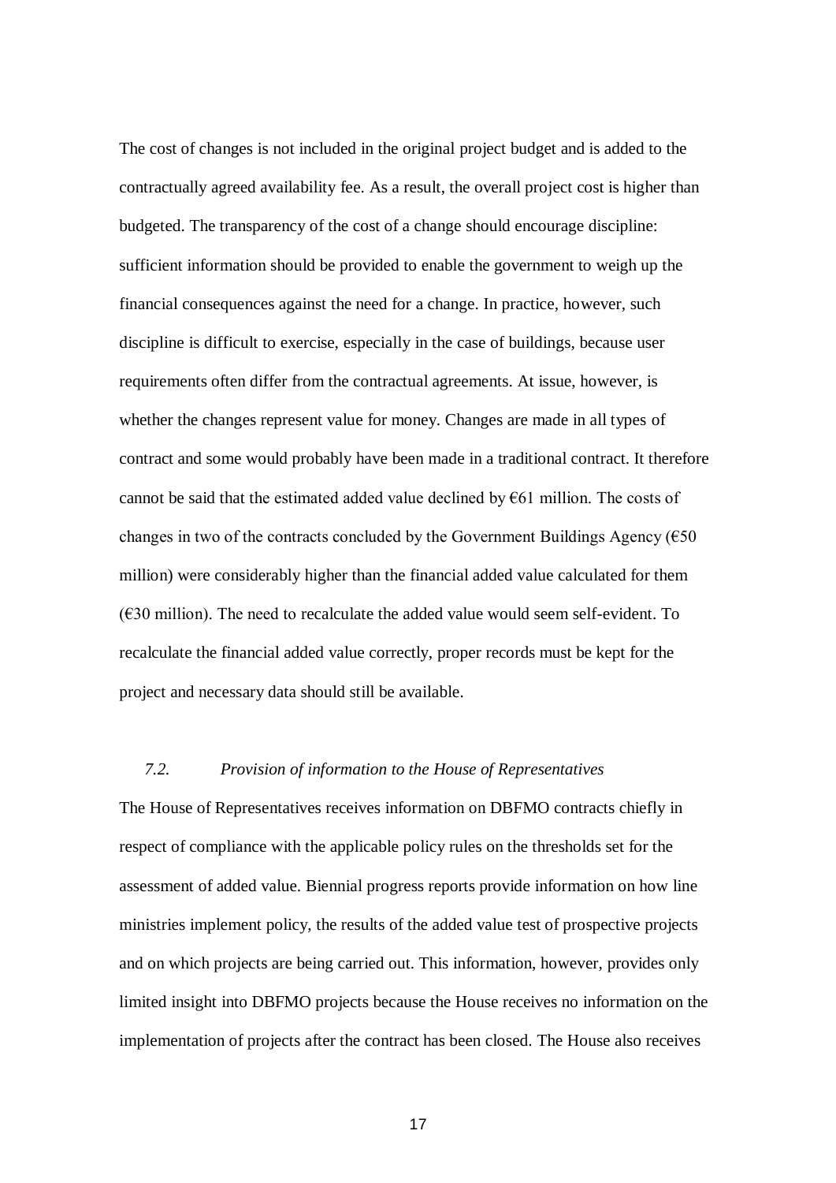The cost of changes is not included in the original project budget and is added to the contractually agreed availability fee. As a result, the overall project cost is higher than budgeted. The transparency of the cost of a change should encourage discipline: sufficient information should be provided to enable the government to weigh up the financial consequences against the need for a change. In practice, however, such discipline is difficult to exercise, especially in the case of buildings, because user requirements often differ from the contractual agreements. At issue, however, is whether the changes represent value for money. Changes are made in all types of contract and some would probably have been made in a traditional contract. It therefore cannot be said that the estimated added value declined by €61 million. The costs of changes in two of the contracts concluded by the Government Buildings Agency (€50 million) were considerably higher than the financial added value calculated for them (€30 million). The need to recalculate the added value would seem self-evident. To recalculate the financial added value correctly, proper records must be kept for the project and necessary data should still be available.

### *7.2. Provision of information to the House of Representatives*

The House of Representatives receives information on DBFMO contracts chiefly in respect of compliance with the applicable policy rules on the thresholds set for the assessment of added value. Biennial progress reports provide information on how line ministries implement policy, the results of the added value test of prospective projects and on which projects are being carried out. This information, however, provides only limited insight into DBFMO projects because the House receives no information on the implementation of projects after the contract has been closed. The House also receives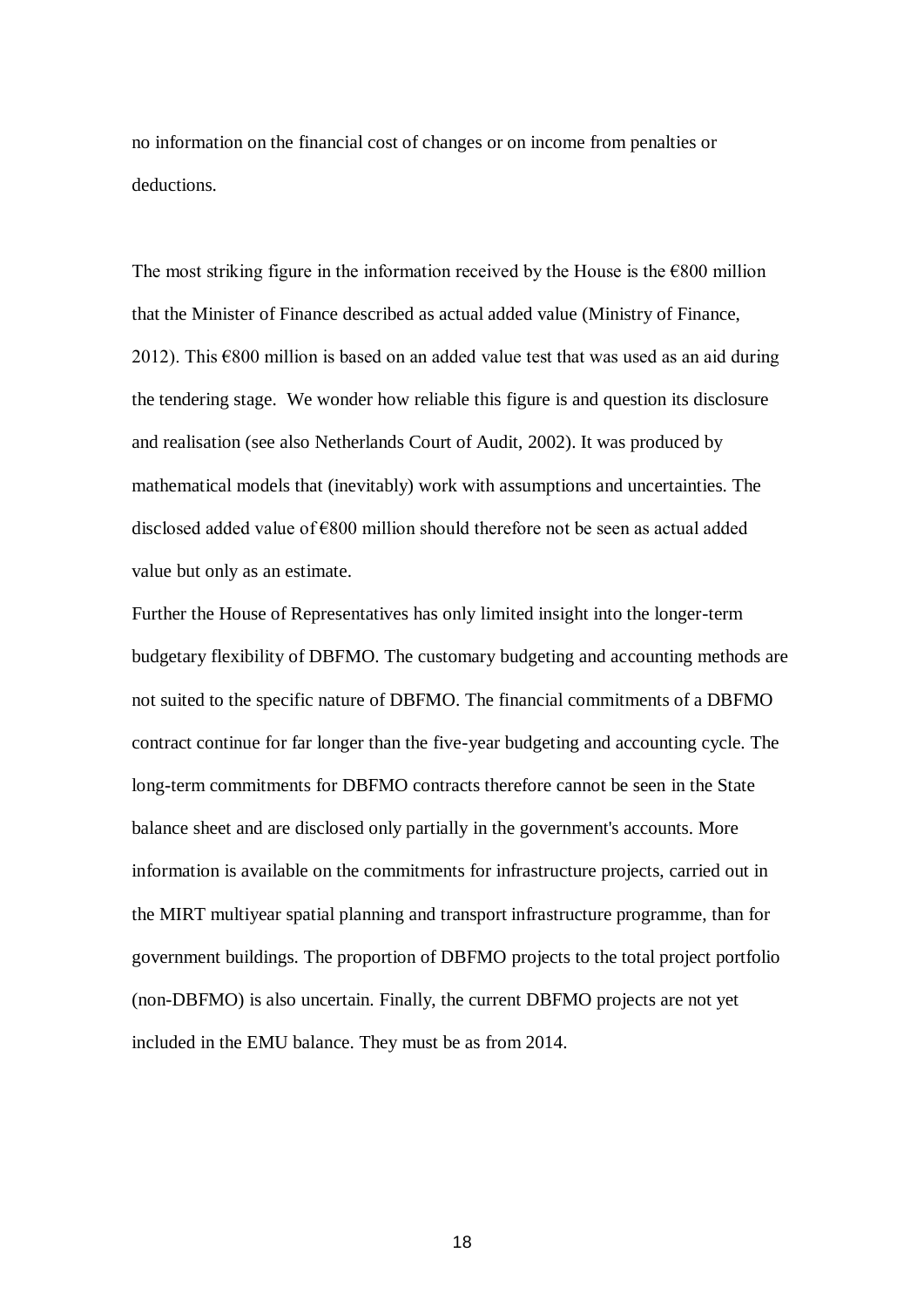no information on the financial cost of changes or on income from penalties or deductions.

The most striking figure in the information received by the House is the €800 million that the Minister of Finance described as actual added value (Ministry of Finance, 2012). This €800 million is based on an added value test that was used as an aid during the tendering stage. We wonder how reliable this figure is and question its disclosure and realisation (see also Netherlands Court of Audit, 2002). It was produced by mathematical models that (inevitably) work with assumptions and uncertainties. The disclosed added value of €800 million should therefore not be seen as actual added value but only as an estimate.

Further the House of Representatives has only limited insight into the longer-term budgetary flexibility of DBFMO. The customary budgeting and accounting methods are not suited to the specific nature of DBFMO. The financial commitments of a DBFMO contract continue for far longer than the five-year budgeting and accounting cycle. The long-term commitments for DBFMO contracts therefore cannot be seen in the State balance sheet and are disclosed only partially in the government's accounts. More information is available on the commitments for infrastructure projects, carried out in the MIRT multiyear spatial planning and transport infrastructure programme, than for government buildings. The proportion of DBFMO projects to the total project portfolio (non-DBFMO) is also uncertain. Finally, the current DBFMO projects are not yet included in the EMU balance. They must be as from 2014.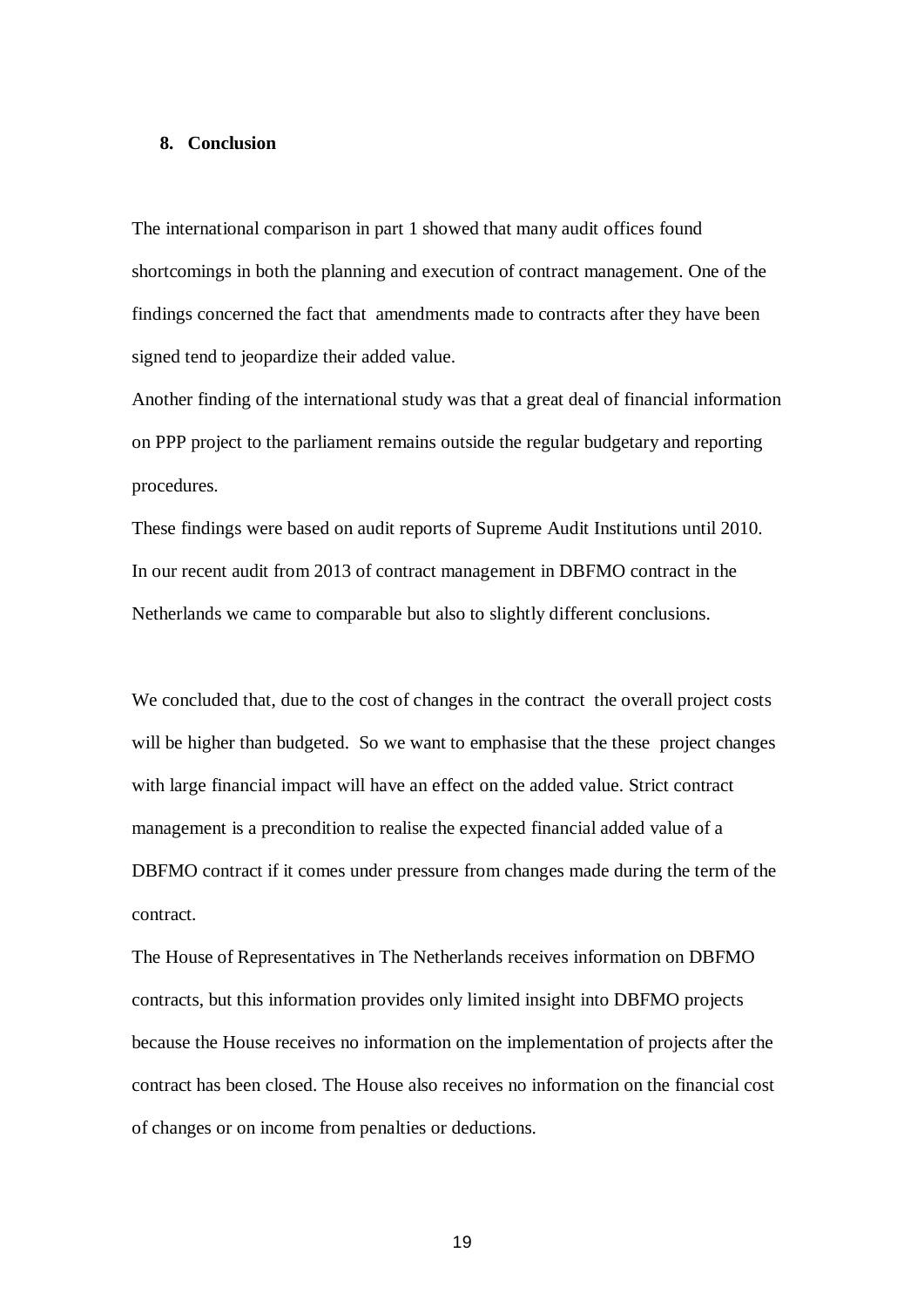## 8. Conclusion

The international comparison in part 1 showed that many audit offices found shortcomings in both the planning and execution of contract management. One of the findings concerned the fact that amendments made to contracts after they have been signed tend to jeopardize their added value.

Another finding of the international study was that a great deal of financial information on PPP project to the parliament remains outside the regular budgetary and reporting procedures.

These findings were based on audit reports of Supreme Audit Institutions until 2010. In our recent audit from 2013 of contract management in DBFMO contract in the Netherlands we came to comparable but also to slightly different conclusions.

We concluded that, due to the cost of changes in the contract the overall project costs will be higher than budgeted. So we want to emphasise that the these project changes with large financial impact will have an effect on the added value. Strict contract management is a precondition to realise the expected financial added value of a DBFMO contract if it comes under pressure from changes made during the term of the contract.

The House of Representatives in The Netherlands receives information on DBFMO contracts, but this information provides only limited insight into DBFMO projects because the House receives no information on the implementation of projects after the contract has been closed. The House also receives no information on the financial cost of changes or on income from penalties or deductions.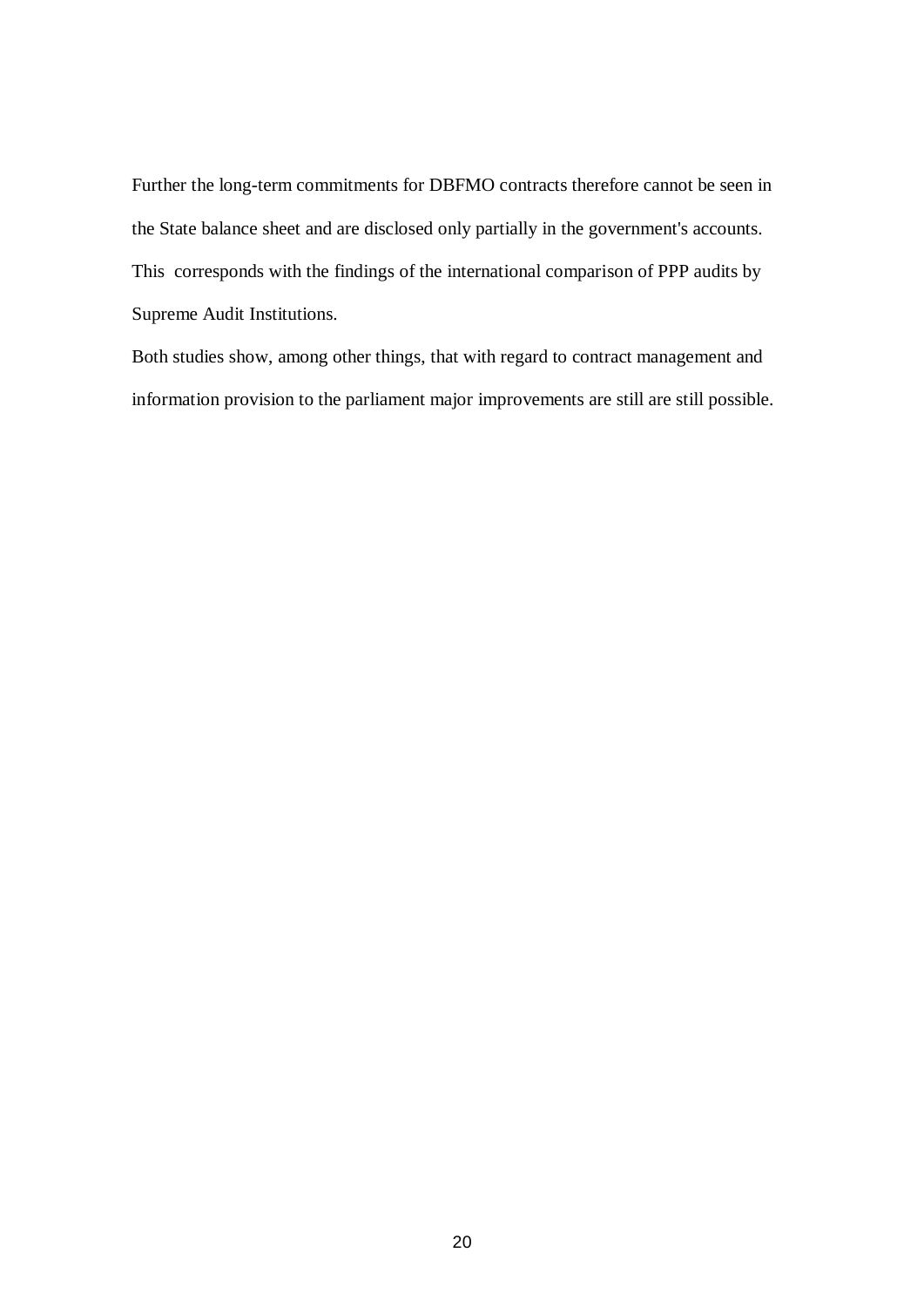Further the long-term commitments for DBFMO contracts therefore cannot be seen in the State balance sheet and are disclosed only partially in the government's accounts. This corresponds with the findings of the international comparison of PPP audits by Supreme Audit Institutions.

Both studies show, among other things, that with regard to contract management and information provision to the parliament major improvements are still are still possible.